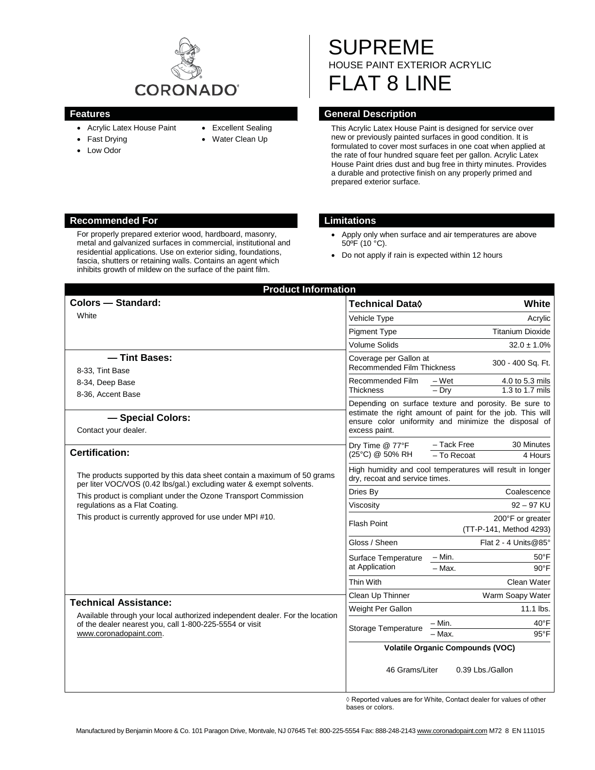CORONADO

# SUPREME

HOUSE PAINT EXTERIOR ACRYLIC

# FLAT 8 LINE

## Features

- Acrylic Latex House Paint
- Fast Drying
- Low Odor
- Excellent Sealing
- Water Clean Up

## General Description

This Acrylic Latex House Paint is designed for service over new or previously painted surfaces in good condition. It is formulated to cover most surfaces in one coat when applied at the rate of four hundred square feet per gallon. Acrylic Latex House Paint dries dust and bug free in thirty minutes. Provides a durable and protective finish on any properly primed and prepared exterior surface.

## Recommended For

For properly prepared exterior wood, hardboard, masonry, metal and galvanized surfaces in commercial, institutional and residential applications. Use on exterior siding, foundations, fascia, shutters or retaining walls. Contains an agent which inhibits growth of mildew on the surface of the paint film.

## Limitations

- Apply only when surface and air temperatures are above 50ºF (10 °C).
- Do not apply if rain is expected within 12 hours

## Product Information

### Colors — Standard:

White

### — Tint Bases:

8-33, Tint Base
8-34, Deep Base
8-36, Accent Base

### — Special Colors:

Contact your dealer.

### Certification:

The products supported by this data sheet contain a maximum of 50 grams per liter VOC/VOS (0.42 lbs/gal.) excluding water & exempt solvents.

This product is compliant under the Ozone Transport Commission regulations as a Flat Coating.

This product is currently approved for use under MPI #10.

### Technical Assistance:

Available through your local authorized independent dealer. For the location of the dealer nearest you, call 1-800-225-5554 or visit www.coronadopaint.com.

| Technical Data◊ | | White |
|---|---|---|
| Vehicle Type | | Acrylic |
| Pigment Type | | Titanium Dioxide |
| Volume Solids | | 32.0 ± 1.0% |
| Coverage per Gallon at Recommended Film Thickness | | 300 - 400 Sq. Ft. |
| Recommended Film Thickness | – Wet | 4.0 to 5.3 mils |
| | – Dry | 1.3 to 1.7 mils |
| Depending on surface texture and porosity. Be sure to estimate the right amount of paint for the job. This will ensure color uniformity and minimize the disposal of excess paint. | | |
| Dry Time @ 77°F (25°C) @ 50% RH | – Tack Free | 30 Minutes |
| | – To Recoat | 4 Hours |
| High humidity and cool temperatures will result in longer dry, recoat and service times. | | |
| Dries By | | Coalescence |
| Viscosity | | 92 – 97 KU |
| Flash Point | | 200°F or greater (TT-P-141, Method 4293) |
| Gloss / Sheen | | Flat 2 - 4 Units@85° |
| Surface Temperature at Application | – Min. | 50°F |
| | – Max. | 90°F |
| Thin With | | Clean Water |
| Clean Up Thinner | | Warm Soapy Water |
| Weight Per Gallon | | 11.1 lbs. |
| Storage Temperature | – Min. | 40°F |
| | – Max. | 95°F |
| **Volatile Organic Compounds (VOC)** | | |
| 46 Grams/Liter | | 0.39 Lbs./Gallon |

◊ Reported values are for White, Contact dealer for values of other bases or colors.

Manufactured by Benjamin Moore & Co. 101 Paragon Drive, Montvale, NJ 07645 Tel: 800-225-5554 Fax: 888-248-2143 www.coronadopaint.com M72 8 EN 111015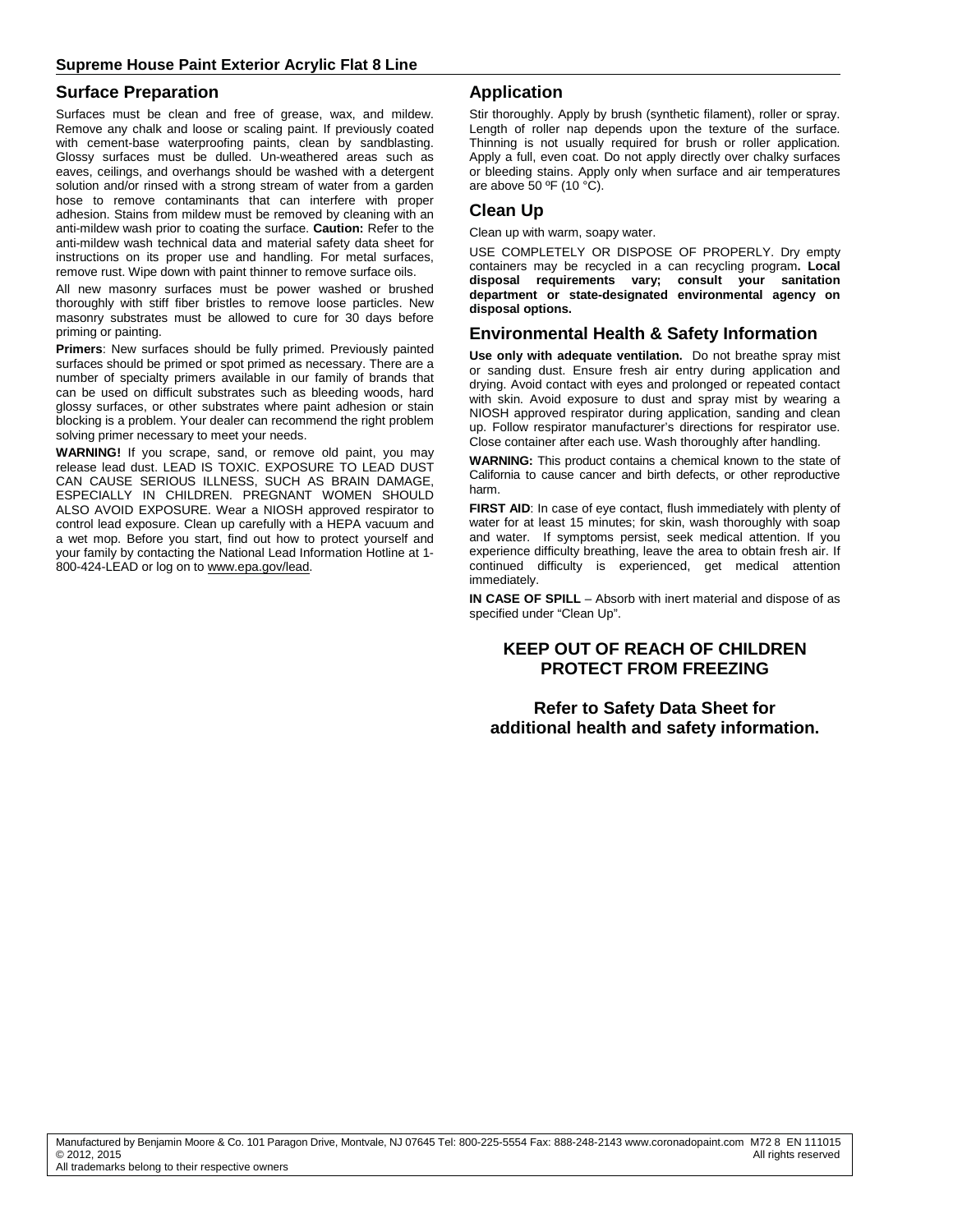Supreme House Paint Exterior Acrylic Flat 8 Line

## Surface Preparation

Surfaces must be clean and free of grease, wax, and mildew. Remove any chalk and loose or scaling paint. If previously coated with cement-base waterproofing paints, clean by sandblasting. Glossy surfaces must be dulled. Un-weathered areas such as eaves, ceilings, and overhangs should be washed with a detergent solution and/or rinsed with a strong stream of water from a garden hose to remove contaminants that can interfere with proper adhesion. Stains from mildew must be removed by cleaning with an anti-mildew wash prior to coating the surface. **Caution:** Refer to the anti-mildew wash technical data and material safety data sheet for instructions on its proper use and handling. For metal surfaces, remove rust. Wipe down with paint thinner to remove surface oils.

All new masonry surfaces must be power washed or brushed thoroughly with stiff fiber bristles to remove loose particles. New masonry substrates must be allowed to cure for 30 days before priming or painting.

**Primers**: New surfaces should be fully primed. Previously painted surfaces should be primed or spot primed as necessary. There are a number of specialty primers available in our family of brands that can be used on difficult substrates such as bleeding woods, hard glossy surfaces, or other substrates where paint adhesion or stain blocking is a problem. Your dealer can recommend the right problem solving primer necessary to meet your needs.

**WARNING!** If you scrape, sand, or remove old paint, you may release lead dust. LEAD IS TOXIC. EXPOSURE TO LEAD DUST CAN CAUSE SERIOUS ILLNESS, SUCH AS BRAIN DAMAGE, ESPECIALLY IN CHILDREN. PREGNANT WOMEN SHOULD ALSO AVOID EXPOSURE. Wear a NIOSH approved respirator to control lead exposure. Clean up carefully with a HEPA vacuum and a wet mop. Before you start, find out how to protect yourself and your family by contacting the National Lead Information Hotline at 1-800-424-LEAD or log on to www.epa.gov/lead.

## Application

Stir thoroughly. Apply by brush (synthetic filament), roller or spray. Length of roller nap depends upon the texture of the surface. Thinning is not usually required for brush or roller application. Apply a full, even coat. Do not apply directly over chalky surfaces or bleeding stains. Apply only when surface and air temperatures are above 50 ºF (10 °C).

## Clean Up

Clean up with warm, soapy water.

USE COMPLETELY OR DISPOSE OF PROPERLY. Dry empty containers may be recycled in a can recycling program**. Local disposal requirements vary; consult your sanitation department or state-designated environmental agency on disposal options.**

## Environmental Health & Safety Information

**Use only with adequate ventilation.** Do not breathe spray mist or sanding dust. Ensure fresh air entry during application and drying. Avoid contact with eyes and prolonged or repeated contact with skin. Avoid exposure to dust and spray mist by wearing a NIOSH approved respirator during application, sanding and clean up. Follow respirator manufacturer's directions for respirator use. Close container after each use. Wash thoroughly after handling.

**WARNING:** This product contains a chemical known to the state of California to cause cancer and birth defects, or other reproductive harm.

**FIRST AID**: In case of eye contact, flush immediately with plenty of water for at least 15 minutes; for skin, wash thoroughly with soap and water. If symptoms persist, seek medical attention. If you experience difficulty breathing, leave the area to obtain fresh air. If continued difficulty is experienced, get medical attention immediately.

**IN CASE OF SPILL** – Absorb with inert material and dispose of as specified under "Clean Up".

**KEEP OUT OF REACH OF CHILDREN**
**PROTECT FROM FREEZING**

**Refer to Safety Data Sheet for additional health and safety information.**

Manufactured by Benjamin Moore & Co. 101 Paragon Drive, Montvale, NJ 07645 Tel: 800-225-5554 Fax: 888-248-2143 www.coronadopaint.com M72 8 EN 111015
© 2012, 2015 All rights reserved
All trademarks belong to their respective owners